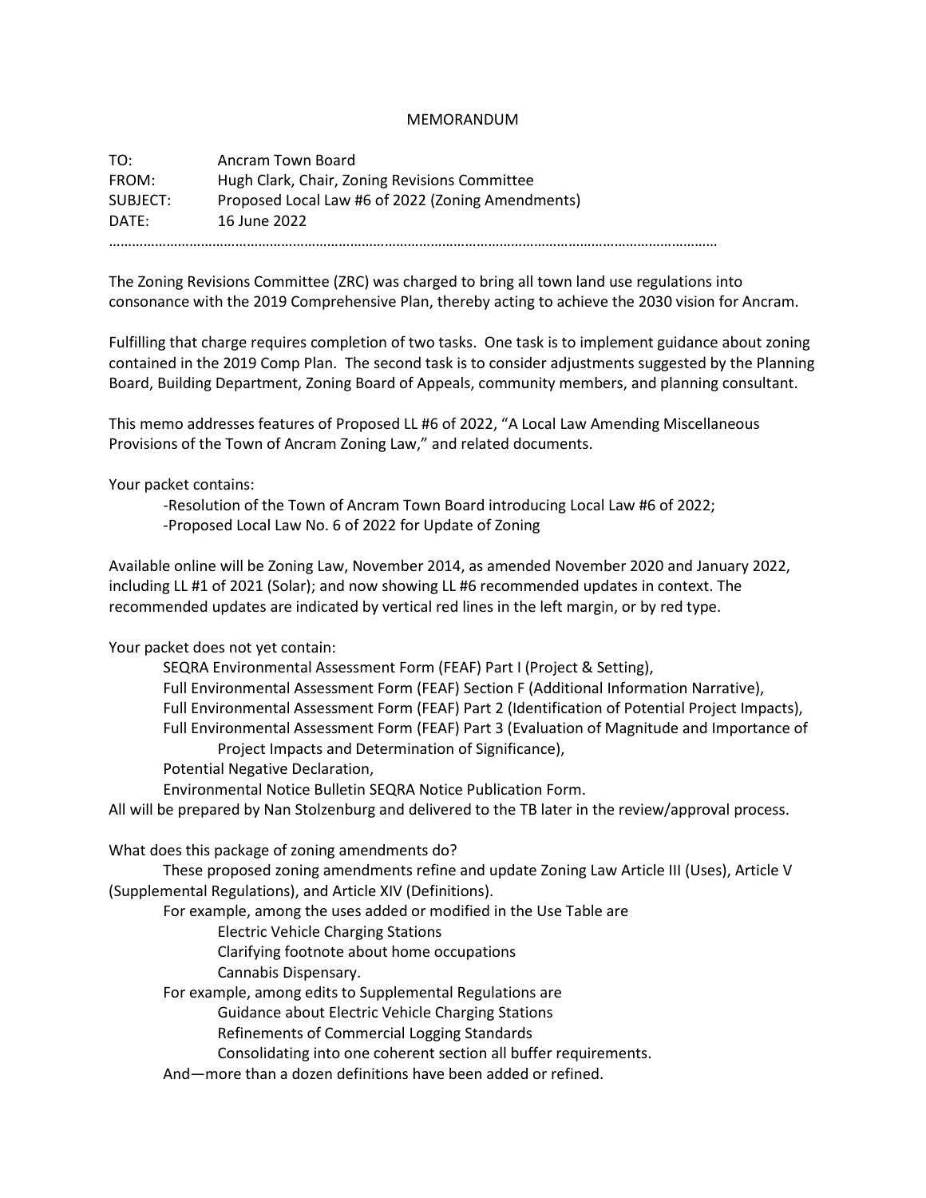# MEMORANDUM

TO: Ancram Town Board
FROM: Hugh Clark, Chair, Zoning Revisions Committee
SUBJECT: Proposed Local Law #6 of 2022 (Zoning Amendments)
DATE: 16 June 2022

………………………………………………………………………………………………………………………………………………

The Zoning Revisions Committee (ZRC) was charged to bring all town land use regulations into consonance with the 2019 Comprehensive Plan, thereby acting to achieve the 2030 vision for Ancram.

Fulfilling that charge requires completion of two tasks. One task is to implement guidance about zoning contained in the 2019 Comp Plan. The second task is to consider adjustments suggested by the Planning Board, Building Department, Zoning Board of Appeals, community members, and planning consultant.

This memo addresses features of Proposed LL #6 of 2022, "A Local Law Amending Miscellaneous Provisions of the Town of Ancram Zoning Law," and related documents.

Your packet contains:

- Resolution of the Town of Ancram Town Board introducing Local Law #6 of 2022;
- Proposed Local Law No. 6 of 2022 for Update of Zoning

Available online will be Zoning Law, November 2014, as amended November 2020 and January 2022, including LL #1 of 2021 (Solar); and now showing LL #6 recommended updates in context. The recommended updates are indicated by vertical red lines in the left margin, or by red type.

Your packet does not yet contain:

SEQRA Environmental Assessment Form (FEAF) Part I (Project & Setting),
Full Environmental Assessment Form (FEAF) Section F (Additional Information Narrative),
Full Environmental Assessment Form (FEAF) Part 2 (Identification of Potential Project Impacts),
Full Environmental Assessment Form (FEAF) Part 3 (Evaluation of Magnitude and Importance of Project Impacts and Determination of Significance),
Potential Negative Declaration,
Environmental Notice Bulletin SEQRA Notice Publication Form.

All will be prepared by Nan Stolzenburg and delivered to the TB later in the review/approval process.

What does this package of zoning amendments do?

These proposed zoning amendments refine and update Zoning Law Article III (Uses), Article V (Supplemental Regulations), and Article XIV (Definitions).

For example, among the uses added or modified in the Use Table are

- Electric Vehicle Charging Stations
- Clarifying footnote about home occupations
- Cannabis Dispensary.

For example, among edits to Supplemental Regulations are

- Guidance about Electric Vehicle Charging Stations
- Refinements of Commercial Logging Standards
- Consolidating into one coherent section all buffer requirements.

And—more than a dozen definitions have been added or refined.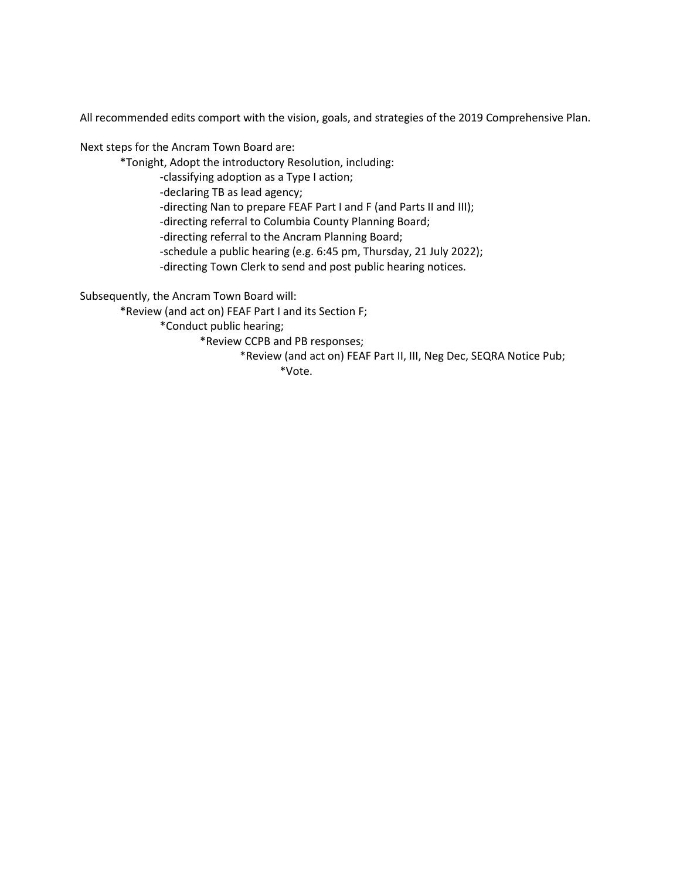All recommended edits comport with the vision, goals, and strategies of the 2019 Comprehensive Plan.

Next steps for the Ancram Town Board are:

- *Tonight, Adopt the introductory Resolution, including:
  - -classifying adoption as a Type I action;
  - -declaring TB as lead agency;
  - -directing Nan to prepare FEAF Part I and F (and Parts II and III);
  - -directing referral to Columbia County Planning Board;
  - -directing referral to the Ancram Planning Board;
  - -schedule a public hearing (e.g. 6:45 pm, Thursday, 21 July 2022);
  - -directing Town Clerk to send and post public hearing notices.

Subsequently, the Ancram Town Board will:

- *Review (and act on) FEAF Part I and its Section F;
  - *Conduct public hearing;
    - *Review CCPB and PB responses;
      - *Review (and act on) FEAF Part II, III, Neg Dec, SEQRA Notice Pub;
        - *Vote.